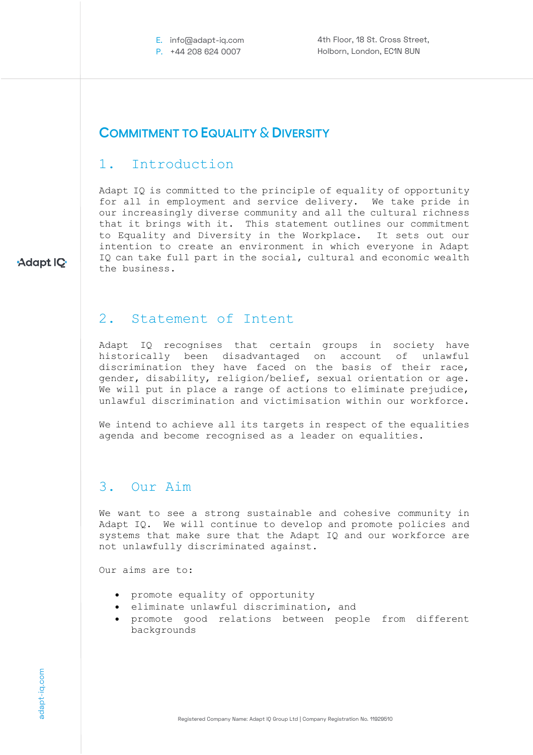# COMMITMENT TO EQUALITY & DIVERSITY

## 1. Introduction

Adapt IQ is committed to the principle of equality of opportunity for all in employment and service delivery. We take pride in our increasingly diverse community and all the cultural richness that it brings with it. This statement outlines our commitment to Equality and Diversity in the Workplace. It sets out our intention to create an environment in which everyone in Adapt IQ can take full part in the social, cultural and economic wealth the business.

## 2. Statement of Intent

Adapt IQ recognises that certain groups in society have historically been disadvantaged on account of unlawful discrimination they have faced on the basis of their race, gender, disability, religion/belief, sexual orientation or age. We will put in place a range of actions to eliminate prejudice, unlawful discrimination and victimisation within our workforce.

We intend to achieve all its targets in respect of the equalities agenda and become recognised as a leader on equalities.

## 3. Our Aim

We want to see a strong sustainable and cohesive community in Adapt IQ. We will continue to develop and promote policies and systems that make sure that the Adapt IQ and our workforce are not unlawfully discriminated against.

Our aims are to:

- promote equality of opportunity
- eliminate unlawful discrimination, and
- promote good relations between people from different backgrounds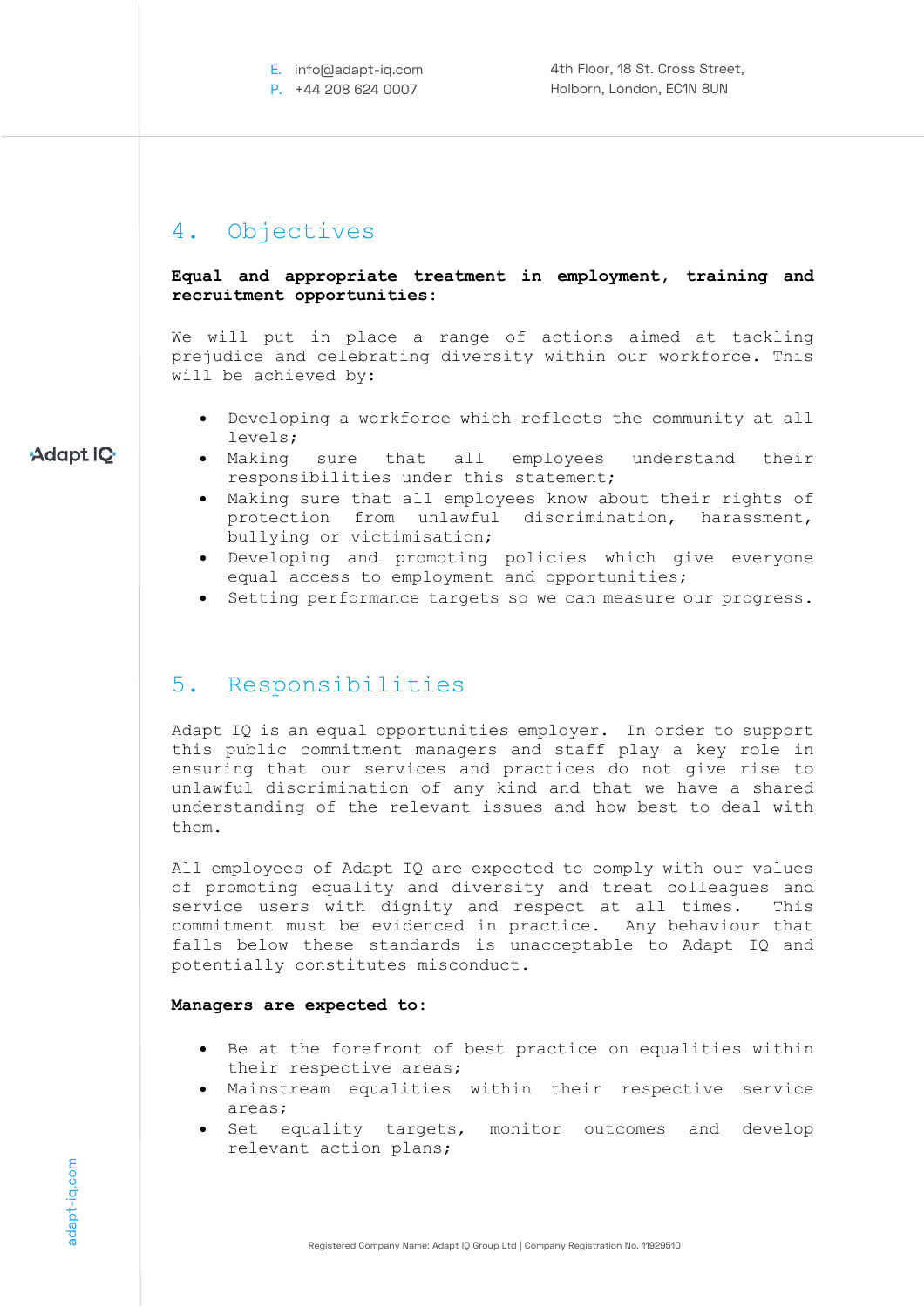## 4. Objectives

**Equal and appropriate treatment in employment, training and recruitment opportunities:**

We will put in place a range of actions aimed at tackling prejudice and celebrating diversity within our workforce. This will be achieved by:

- Developing a workforce which reflects the community at all levels;
- Making sure that all employees understand their responsibilities under this statement;
- Making sure that all employees know about their rights of protection from unlawful discrimination, harassment, bullying or victimisation;
- Developing and promoting policies which give everyone equal access to employment and opportunities;
- Setting performance targets so we can measure our progress.

## 5. Responsibilities

Adapt IQ is an equal opportunities employer. In order to support this public commitment managers and staff play a key role in ensuring that our services and practices do not give rise to unlawful discrimination of any kind and that we have a shared understanding of the relevant issues and how best to deal with them.

All employees of Adapt IQ are expected to comply with our values of promoting equality and diversity and treat colleagues and service users with dignity and respect at all times. This commitment must be evidenced in practice. Any behaviour that falls below these standards is unacceptable to Adapt IQ and potentially constitutes misconduct.

**Managers are expected to:**

- Be at the forefront of best practice on equalities within their respective areas;
- Mainstream equalities within their respective service areas;
- Set equality targets, monitor outcomes and develop relevant action plans;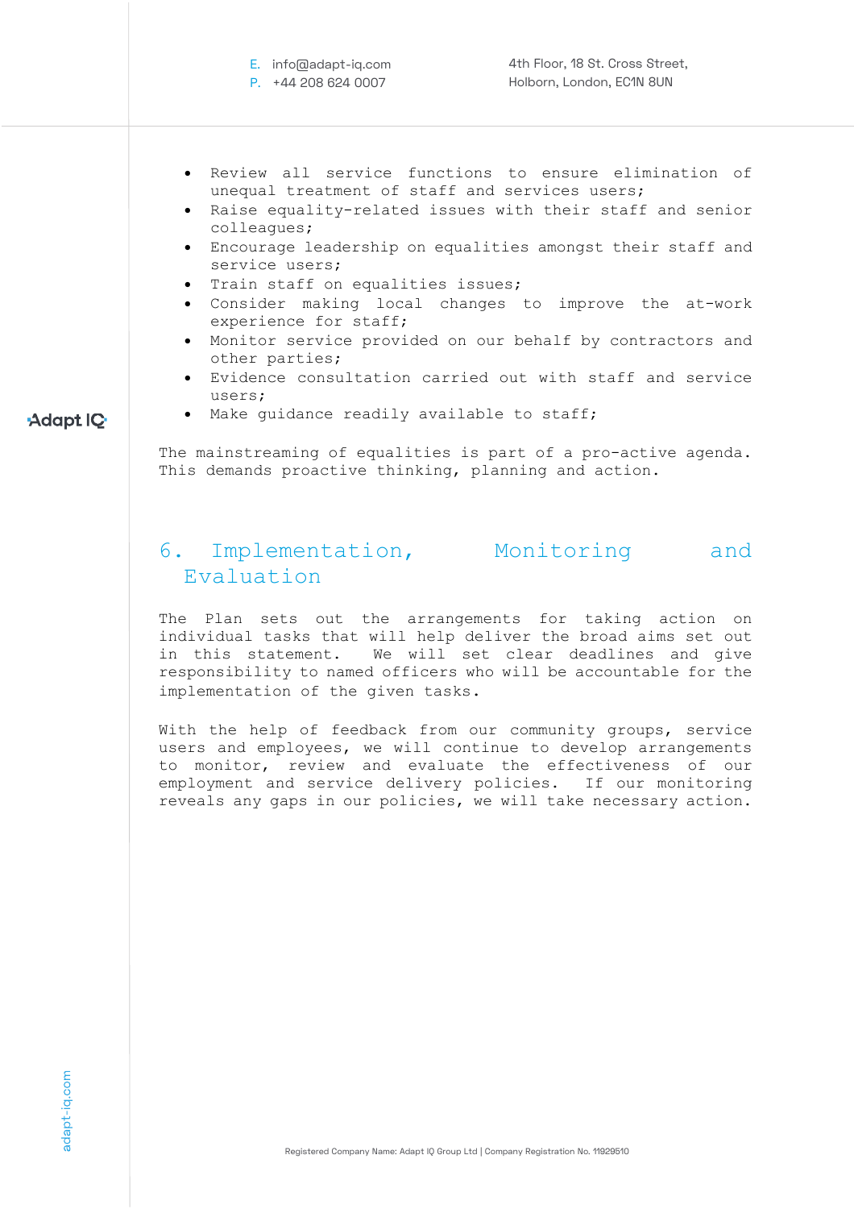- Review all service functions to ensure elimination of unequal treatment of staff and services users;
- Raise equality-related issues with their staff and senior colleagues;
- Encourage leadership on equalities amongst their staff and service users;
- Train staff on equalities issues;
- Consider making local changes to improve the at-work experience for staff;
- Monitor service provided on our behalf by contractors and other parties;
- Evidence consultation carried out with staff and service users;
- Make guidance readily available to staff;

The mainstreaming of equalities is part of a pro-active agenda. This demands proactive thinking, planning and action.

## 6. Implementation, Monitoring and Evaluation

The Plan sets out the arrangements for taking action on individual tasks that will help deliver the broad aims set out in this statement. We will set clear deadlines and give responsibility to named officers who will be accountable for the implementation of the given tasks.

With the help of feedback from our community groups, service users and employees, we will continue to develop arrangements to monitor, review and evaluate the effectiveness of our employment and service delivery policies. If our monitoring reveals any gaps in our policies, we will take necessary action.